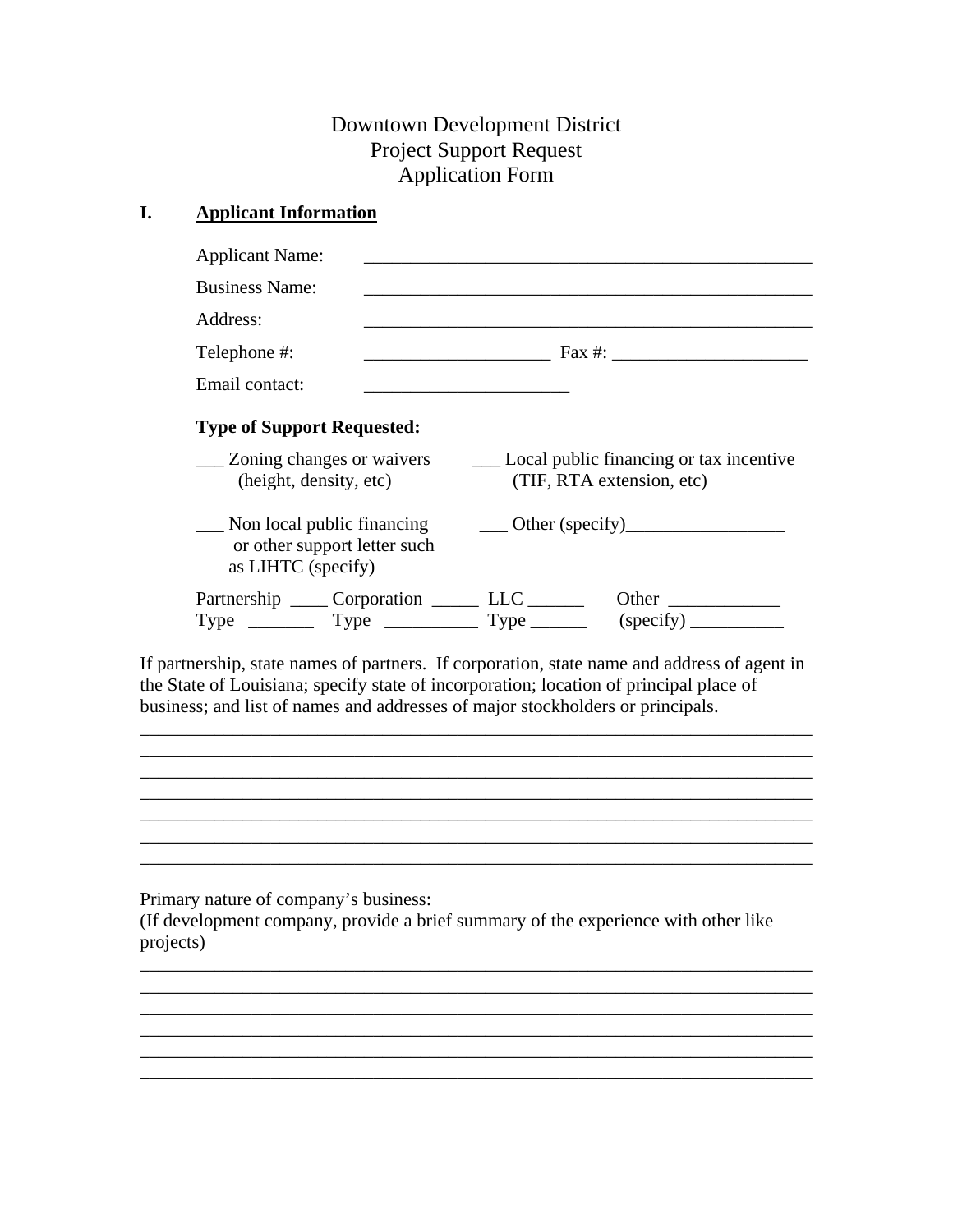# Downtown Development District
# Project Support Request
# Application Form

## I. Applicant Information

Applicant Name: ____________________________________________

Business Name: ____________________________________________

Address: ____________________________________________

Telephone #: ____________________ Fax #: _____________________

Email contact: ______________________

**Type of Support Requested:**

___ Zoning changes or waivers (height, density, etc)

___ Local public financing or tax incentive (TIF, RTA extension, etc)

___ Non local public financing or other support letter such as LIHTC (specify)

___ Other (specify)_________________

Partnership Type ____ _______ Corporation Type _____ __________ LLC Type ______ ______ Other (specify) ____________ __________

If partnership, state names of partners. If corporation, state name and address of agent in the State of Louisiana; specify state of incorporation; location of principal place of business; and list of names and addresses of major stockholders or principals.

_________________________________________________________________________
_________________________________________________________________________
_________________________________________________________________________
_________________________________________________________________________
_________________________________________________________________________
_________________________________________________________________________
_________________________________________________________________________

Primary nature of company's business:
(If development company, provide a brief summary of the experience with other like projects)

_________________________________________________________________________
_________________________________________________________________________
_________________________________________________________________________
_________________________________________________________________________
_________________________________________________________________________
_________________________________________________________________________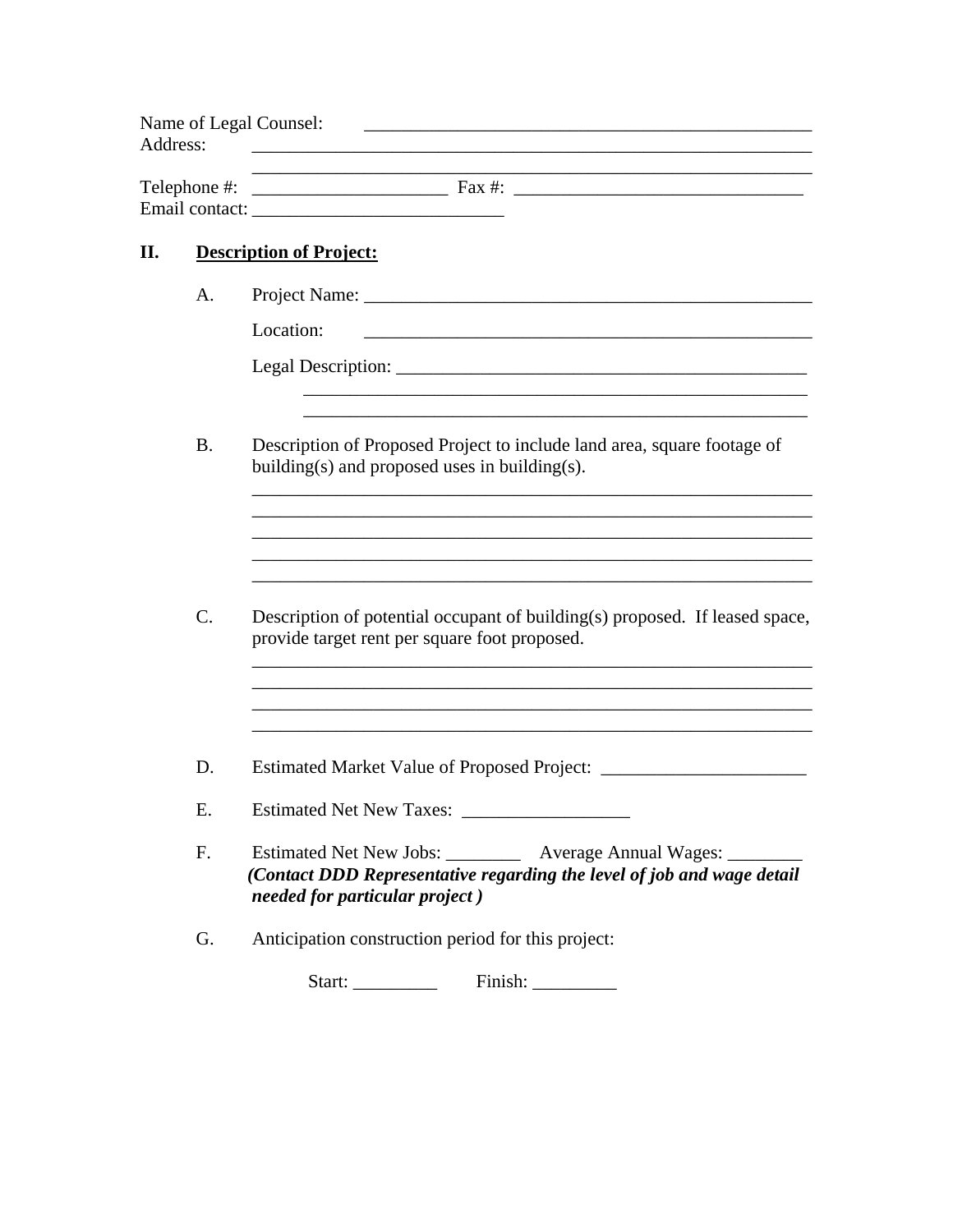Name of Legal Counsel: ______________________________________________
Address: ________________________________________________________
________________________________________________________
Telephone #: ____________________ Fax #: ____________________________
Email contact: _________________________

## II. Description of Project:

A. Project Name: ______________________________________________

Location: ______________________________________________

Legal Description: __________________________________________
______________________________________________________
______________________________________________________

B. Description of Proposed Project to include land area, square footage of building(s) and proposed uses in building(s).

__________________________________________________________
__________________________________________________________
__________________________________________________________
__________________________________________________________
__________________________________________________________

C. Description of potential occupant of building(s) proposed. If leased space, provide target rent per square foot proposed.

__________________________________________________________
__________________________________________________________
__________________________________________________________
__________________________________________________________

D. Estimated Market Value of Proposed Project: ______________________

E. Estimated Net New Taxes: __________________

F. Estimated Net New Jobs: ________ Average Annual Wages: ________
***(Contact DDD Representative regarding the level of job and wage detail needed for particular project )***

G. Anticipation construction period for this project:

Start: _________ Finish: _________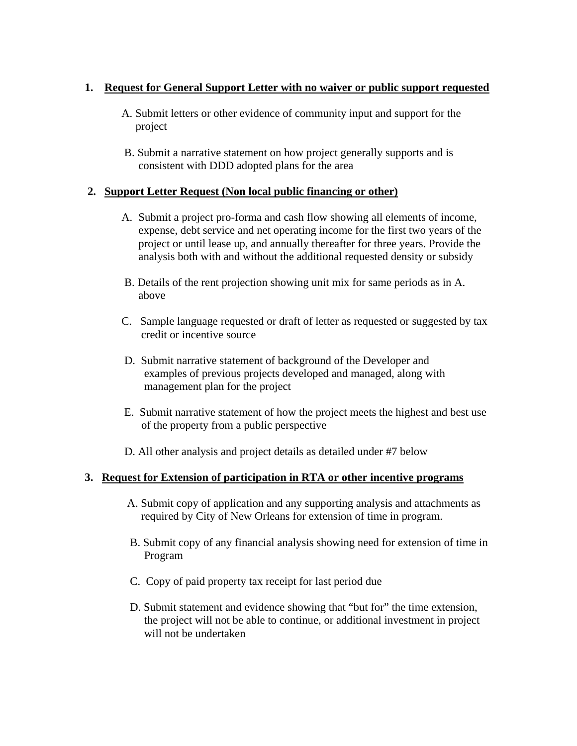1. **<u>Request for General Support Letter with no waiver or public support requested</u>**

   A. Submit letters or other evidence of community input and support for the project

   B. Submit a narrative statement on how project generally supports and is consistent with DDD adopted plans for the area

2. **<u>Support Letter Request (Non local public financing or other)</u>**

   A. Submit a project pro-forma and cash flow showing all elements of income, expense, debt service and net operating income for the first two years of the project or until lease up, and annually thereafter for three years. Provide the analysis both with and without the additional requested density or subsidy

   B. Details of the rent projection showing unit mix for same periods as in A. above

   C. Sample language requested or draft of letter as requested or suggested by tax credit or incentive source

   D. Submit narrative statement of background of the Developer and examples of previous projects developed and managed, along with management plan for the project

   E. Submit narrative statement of how the project meets the highest and best use of the property from a public perspective

   D. All other analysis and project details as detailed under #7 below

3. **<u>Request for Extension of participation in RTA or other incentive programs</u>**

   A. Submit copy of application and any supporting analysis and attachments as required by City of New Orleans for extension of time in program.

   B. Submit copy of any financial analysis showing need for extension of time in Program

   C. Copy of paid property tax receipt for last period due

   D. Submit statement and evidence showing that "but for" the time extension, the project will not be able to continue, or additional investment in project will not be undertaken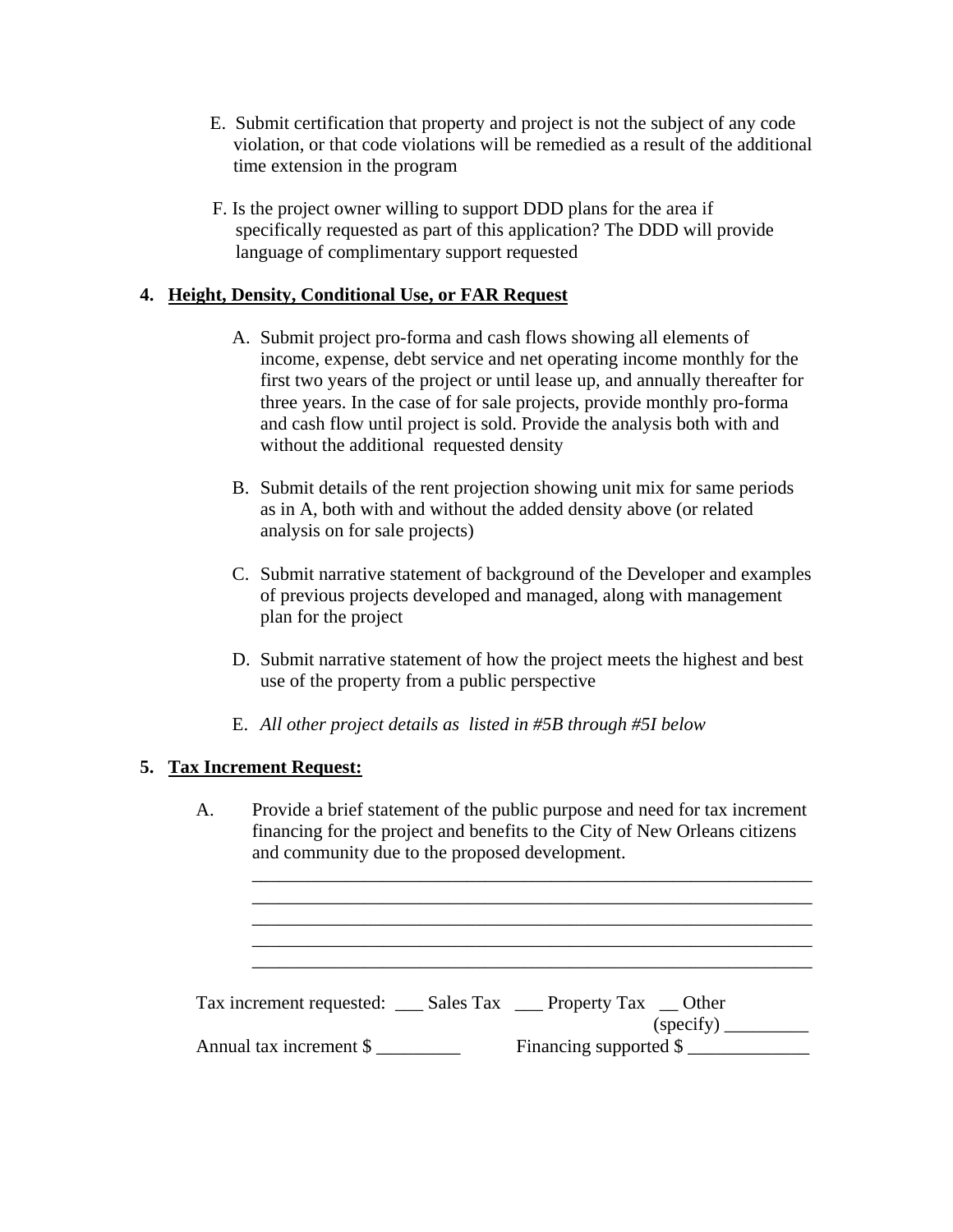E. Submit certification that property and project is not the subject of any code violation, or that code violations will be remedied as a result of the additional time extension in the program

F. Is the project owner willing to support DDD plans for the area if specifically requested as part of this application? The DDD will provide language of complimentary support requested

**4. <u>Height, Density, Conditional Use, or FAR Request</u>**

A. Submit project pro-forma and cash flows showing all elements of income, expense, debt service and net operating income monthly for the first two years of the project or until lease up, and annually thereafter for three years. In the case of for sale projects, provide monthly pro-forma and cash flow until project is sold. Provide the analysis both with and without the additional requested density

B. Submit details of the rent projection showing unit mix for same periods as in A, both with and without the added density above (or related analysis on for sale projects)

C. Submit narrative statement of background of the Developer and examples of previous projects developed and managed, along with management plan for the project

D. Submit narrative statement of how the project meets the highest and best use of the property from a public perspective

E. *All other project details as listed in #5B through #5I below*

**5. <u>Tax Increment Request:</u>**

A. Provide a brief statement of the public purpose and need for tax increment financing for the project and benefits to the City of New Orleans citizens and community due to the proposed development.

______________________________________________________________
______________________________________________________________
______________________________________________________________
______________________________________________________________
______________________________________________________________

Tax increment requested: ___ Sales Tax ___ Property Tax __ Other (specify) _________

Annual tax increment $ _________ Financing supported $ _____________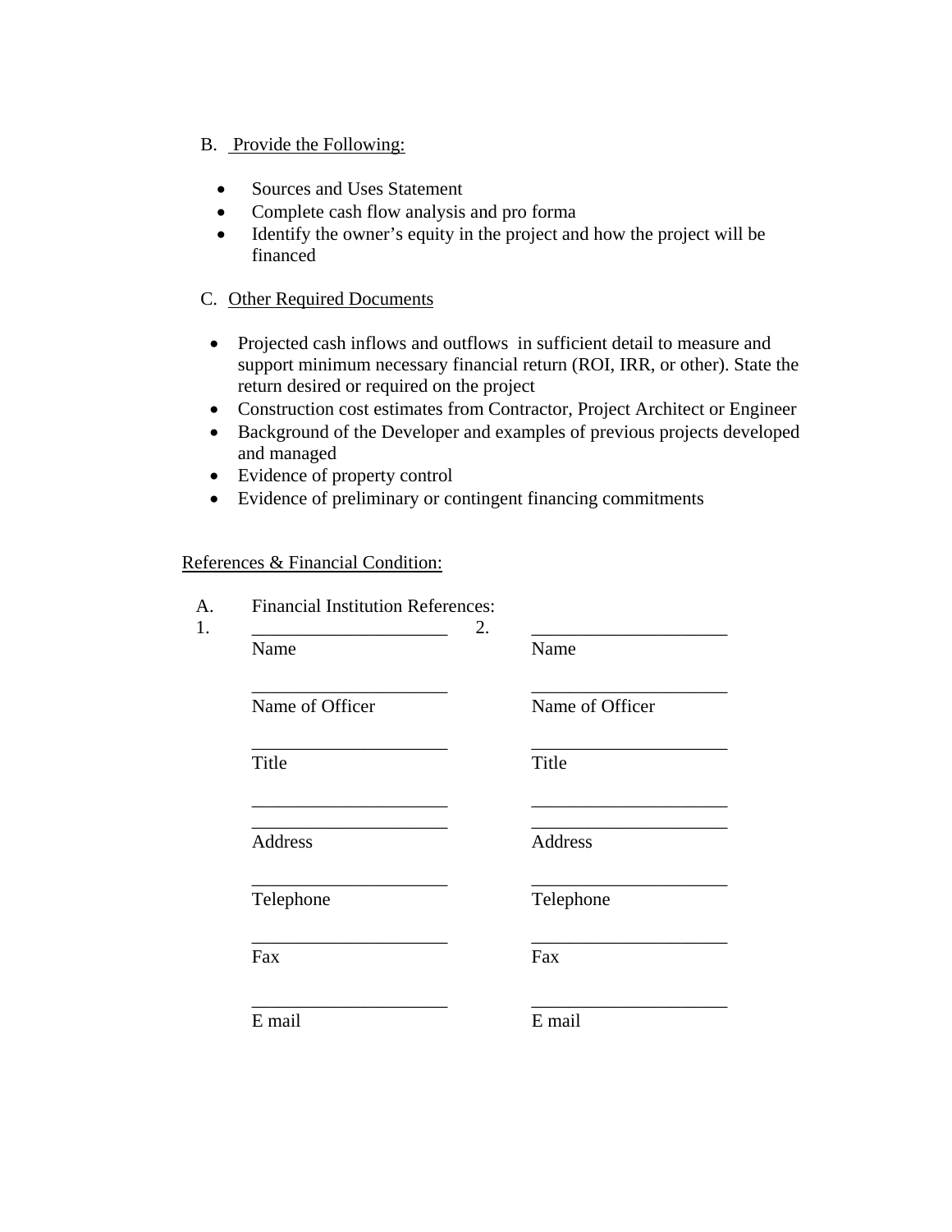B. Provide the Following:

- Sources and Uses Statement
- Complete cash flow analysis and pro forma
- Identify the owner's equity in the project and how the project will be financed

C. Other Required Documents

- Projected cash inflows and outflows in sufficient detail to measure and support minimum necessary financial return (ROI, IRR, or other). State the return desired or required on the project
- Construction cost estimates from Contractor, Project Architect or Engineer
- Background of the Developer and examples of previous projects developed and managed
- Evidence of property control
- Evidence of preliminary or contingent financing commitments

References & Financial Condition:

A. Financial Institution References:

| 1. | | 2. | |
|---|---|---|---|
| | _____________________ | | _____________________ |
| | Name | | Name |
| | _____________________ | | _____________________ |
| | Name of Officer | | Name of Officer |
| | _____________________ | | _____________________ |
| | Title | | Title |
| | _____________________ | | _____________________ |
| | _____________________ | | _____________________ |
| | Address | | Address |
| | _____________________ | | _____________________ |
| | Telephone | | Telephone |
| | _____________________ | | _____________________ |
| | Fax | | Fax |
| | _____________________ | | _____________________ |
| | E mail | | E mail |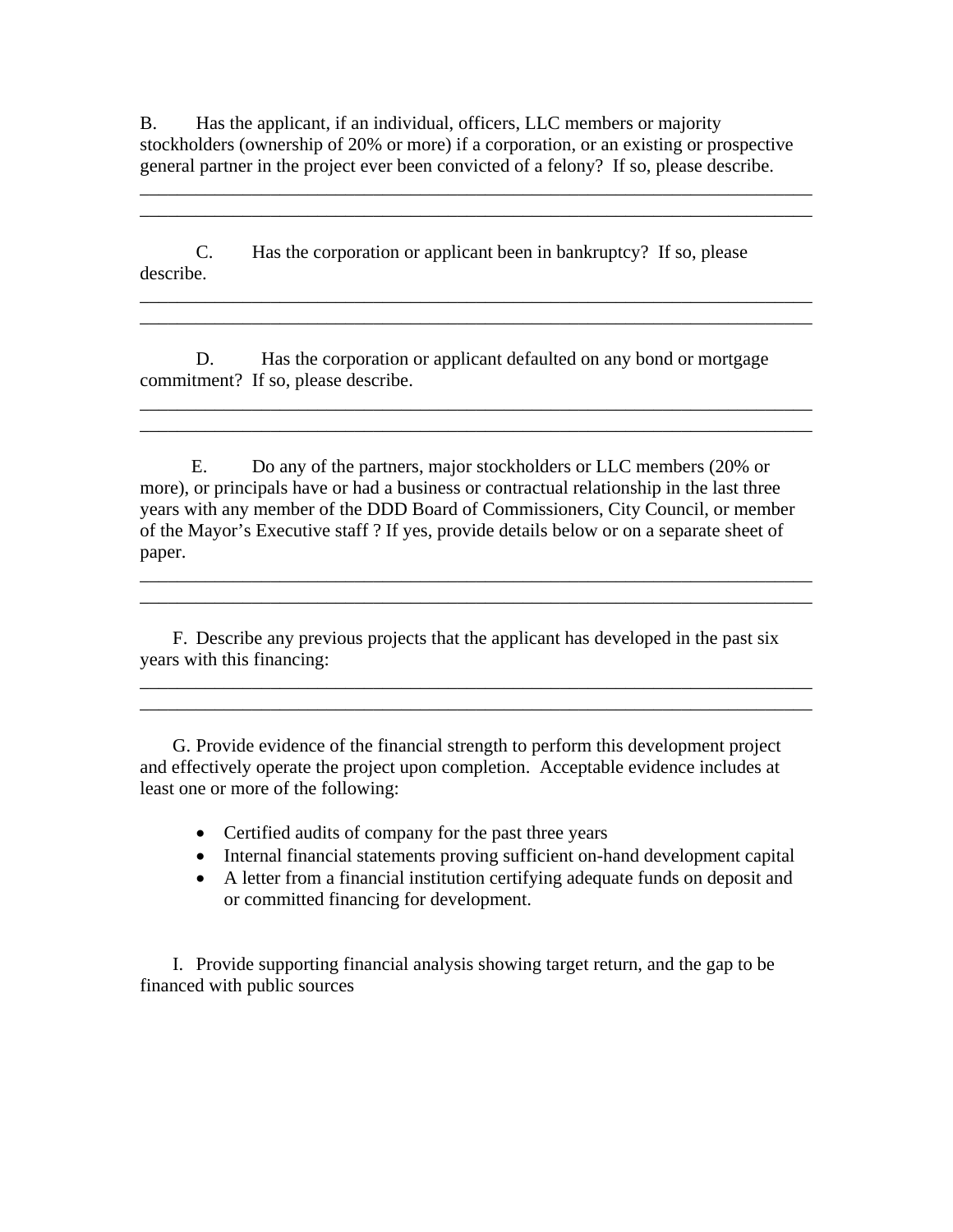B. Has the applicant, if an individual, officers, LLC members or majority stockholders (ownership of 20% or more) if a corporation, or an existing or prospective general partner in the project ever been convicted of a felony? If so, please describe.

___________________________________________________________________________
___________________________________________________________________________

C. Has the corporation or applicant been in bankruptcy? If so, please describe.

___________________________________________________________________________
___________________________________________________________________________

D. Has the corporation or applicant defaulted on any bond or mortgage commitment? If so, please describe.

___________________________________________________________________________
___________________________________________________________________________

E. Do any of the partners, major stockholders or LLC members (20% or more), or principals have or had a business or contractual relationship in the last three years with any member of the DDD Board of Commissioners, City Council, or member of the Mayor's Executive staff ? If yes, provide details below or on a separate sheet of paper.

___________________________________________________________________________
___________________________________________________________________________

F. Describe any previous projects that the applicant has developed in the past six years with this financing:

___________________________________________________________________________
___________________________________________________________________________

G. Provide evidence of the financial strength to perform this development project and effectively operate the project upon completion. Acceptable evidence includes at least one or more of the following:

- Certified audits of company for the past three years
- Internal financial statements proving sufficient on-hand development capital
- A letter from a financial institution certifying adequate funds on deposit and or committed financing for development.

I. Provide supporting financial analysis showing target return, and the gap to be financed with public sources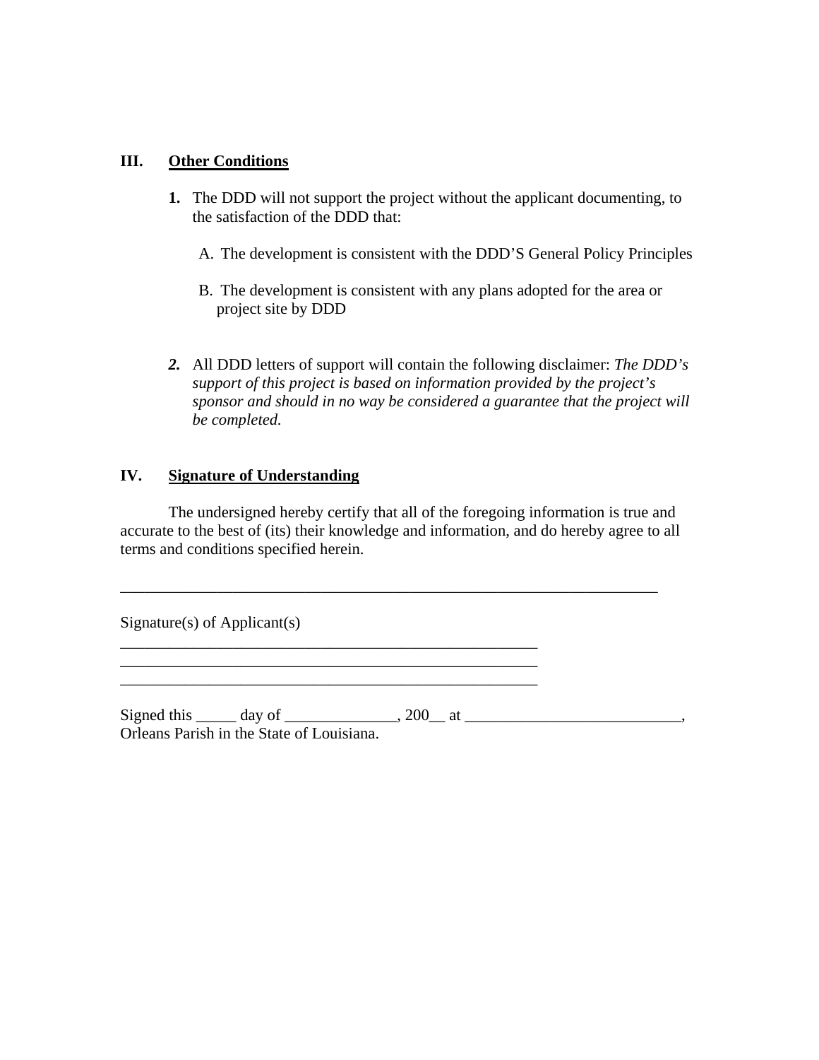## III. Other Conditions

1. The DDD will not support the project without the applicant documenting, to the satisfaction of the DDD that:

   A. The development is consistent with the DDD'S General Policy Principles

   B. The development is consistent with any plans adopted for the area or project site by DDD

2. All DDD letters of support will contain the following disclaimer: *The DDD's support of this project is based on information provided by the project's sponsor and should in no way be considered a guarantee that the project will be completed.*

## IV. Signature of Understanding

The undersigned hereby certify that all of the foregoing information is true and accurate to the best of (its) their knowledge and information, and do hereby agree to all terms and conditions specified herein.

______________________________________________________________________

Signature(s) of Applicant(s)

______________________________________________________

______________________________________________________

______________________________________________________

Signed this _____ day of ______________, 200__ at ___________________________, Orleans Parish in the State of Louisiana.